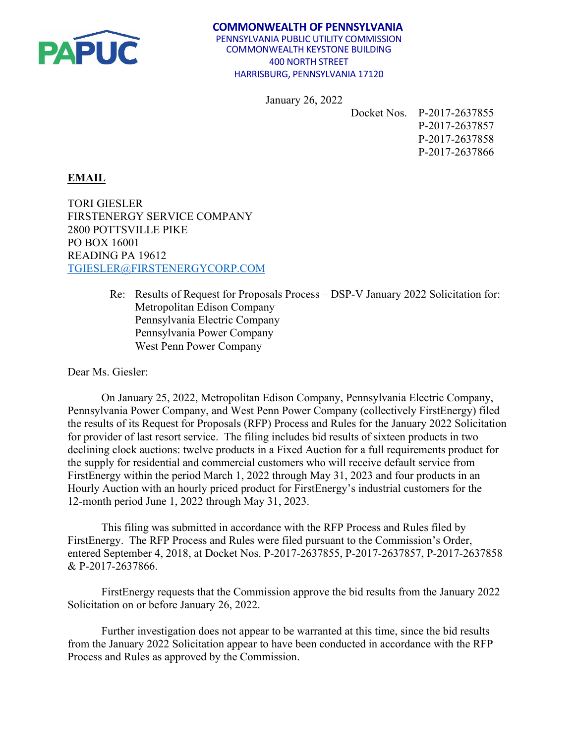PAPUC

**COMMONWEALTH OF PENNSYLVANIA**
PENNSYLVANIA PUBLIC UTILITY COMMISSION
COMMONWEALTH KEYSTONE BUILDING
400 NORTH STREET
HARRISBURG, PENNSYLVANIA 17120

January 26, 2022

Docket Nos. P-2017-2637855
P-2017-2637857
P-2017-2637858
P-2017-2637866

**EMAIL**

TORI GIESLER
FIRSTENERGY SERVICE COMPANY
2800 POTTSVILLE PIKE
PO BOX 16001
READING PA 19612
TGIESLER@FIRSTENERGYCORP.COM

Re: Results of Request for Proposals Process – DSP-V January 2022 Solicitation for:
Metropolitan Edison Company
Pennsylvania Electric Company
Pennsylvania Power Company
West Penn Power Company

Dear Ms. Giesler:

On January 25, 2022, Metropolitan Edison Company, Pennsylvania Electric Company, Pennsylvania Power Company, and West Penn Power Company (collectively FirstEnergy) filed the results of its Request for Proposals (RFP) Process and Rules for the January 2022 Solicitation for provider of last resort service. The filing includes bid results of sixteen products in two declining clock auctions: twelve products in a Fixed Auction for a full requirements product for the supply for residential and commercial customers who will receive default service from FirstEnergy within the period March 1, 2022 through May 31, 2023 and four products in an Hourly Auction with an hourly priced product for FirstEnergy's industrial customers for the 12-month period June 1, 2022 through May 31, 2023.

This filing was submitted in accordance with the RFP Process and Rules filed by FirstEnergy. The RFP Process and Rules were filed pursuant to the Commission's Order, entered September 4, 2018, at Docket Nos. P-2017-2637855, P-2017-2637857, P-2017-2637858 & P-2017-2637866.

FirstEnergy requests that the Commission approve the bid results from the January 2022 Solicitation on or before January 26, 2022.

Further investigation does not appear to be warranted at this time, since the bid results from the January 2022 Solicitation appear to have been conducted in accordance with the RFP Process and Rules as approved by the Commission.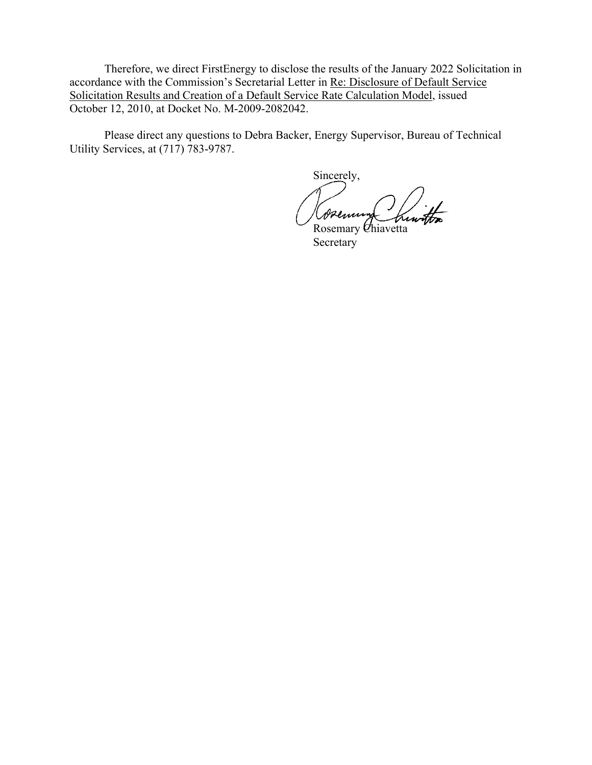Therefore, we direct FirstEnergy to disclose the results of the January 2022 Solicitation in accordance with the Commission's Secretarial Letter in Re: Disclosure of Default Service Solicitation Results and Creation of a Default Service Rate Calculation Model, issued October 12, 2010, at Docket No. M-2009-2082042.

Please direct any questions to Debra Backer, Energy Supervisor, Bureau of Technical Utility Services, at (717) 783-9787.

Sincerely,

Rosemary Chiavetta  
Secretary